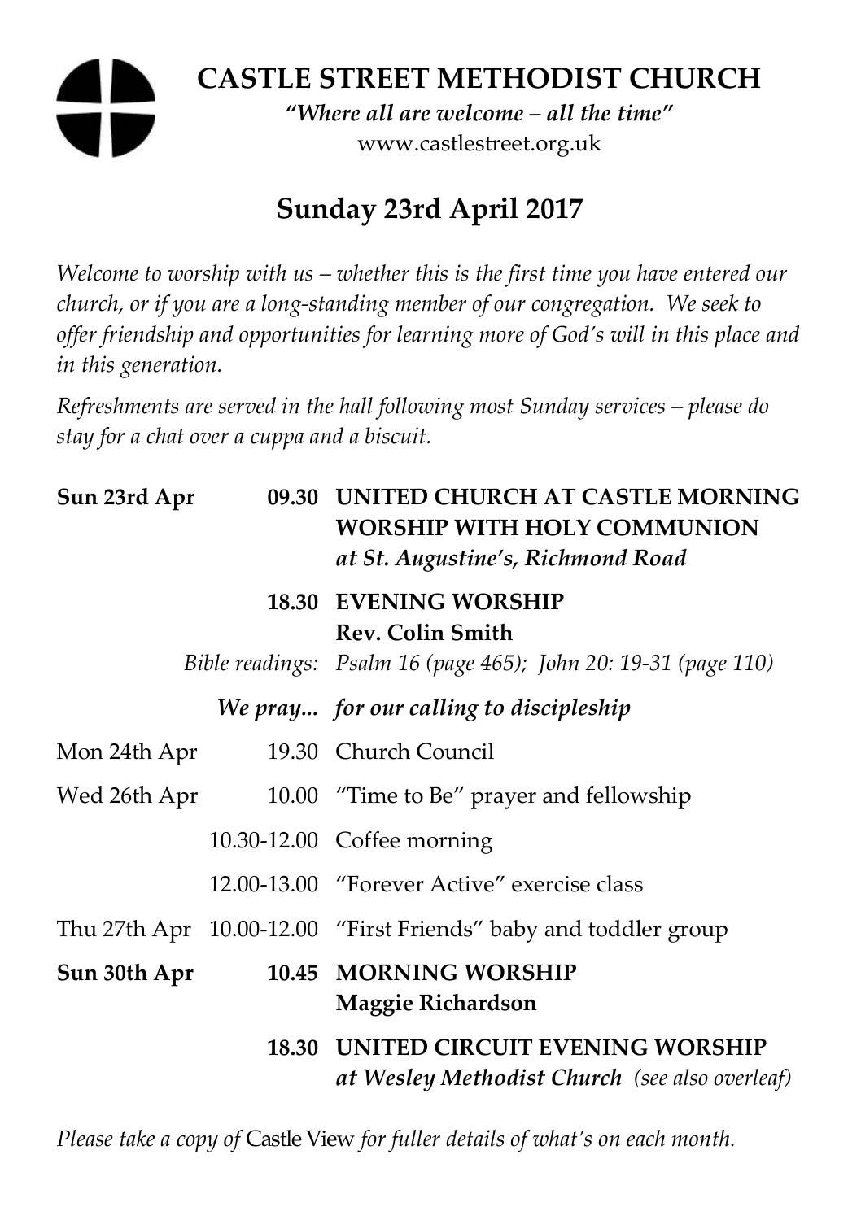# CASTLE STREET METHODIST CHURCH

*"Where all are welcome – all the time"*

www.castlestreet.org.uk

## Sunday 23rd April 2017

*Welcome to worship with us – whether this is the first time you have entered our church, or if you are a long-standing member of our congregation. We seek to offer friendship and opportunities for learning more of God's will in this place and in this generation.*

*Refreshments are served in the hall following most Sunday services – please do stay for a chat over a cuppa and a biscuit.*

| | | |
|---|---|---|
| **Sun 23rd Apr** | **09.30** | **UNITED CHURCH AT CASTLE MORNING WORSHIP WITH HOLY COMMUNION** ***at St. Augustine's, Richmond Road*** |
| | **18.30** | **EVENING WORSHIP** **Rev. Colin Smith** |
| | *Bible readings:* | *Psalm 16 (page 465); John 20: 19-31 (page 110)* |
| | ***We pray...*** | ***for our calling to discipleship*** |
| Mon 24th Apr | 19.30 | Church Council |
| Wed 26th Apr | 10.00 | "Time to Be" prayer and fellowship |
| | 10.30-12.00 | Coffee morning |
| | 12.00-13.00 | "Forever Active" exercise class |
| Thu 27th Apr | 10.00-12.00 | "First Friends" baby and toddler group |
| **Sun 30th Apr** | **10.45** | **MORNING WORSHIP** **Maggie Richardson** |
| | **18.30** | **UNITED CIRCUIT EVENING WORSHIP** ***at Wesley Methodist Church*** *(see also overleaf)* |

*Please take a copy of* Castle View *for fuller details of what's on each month.*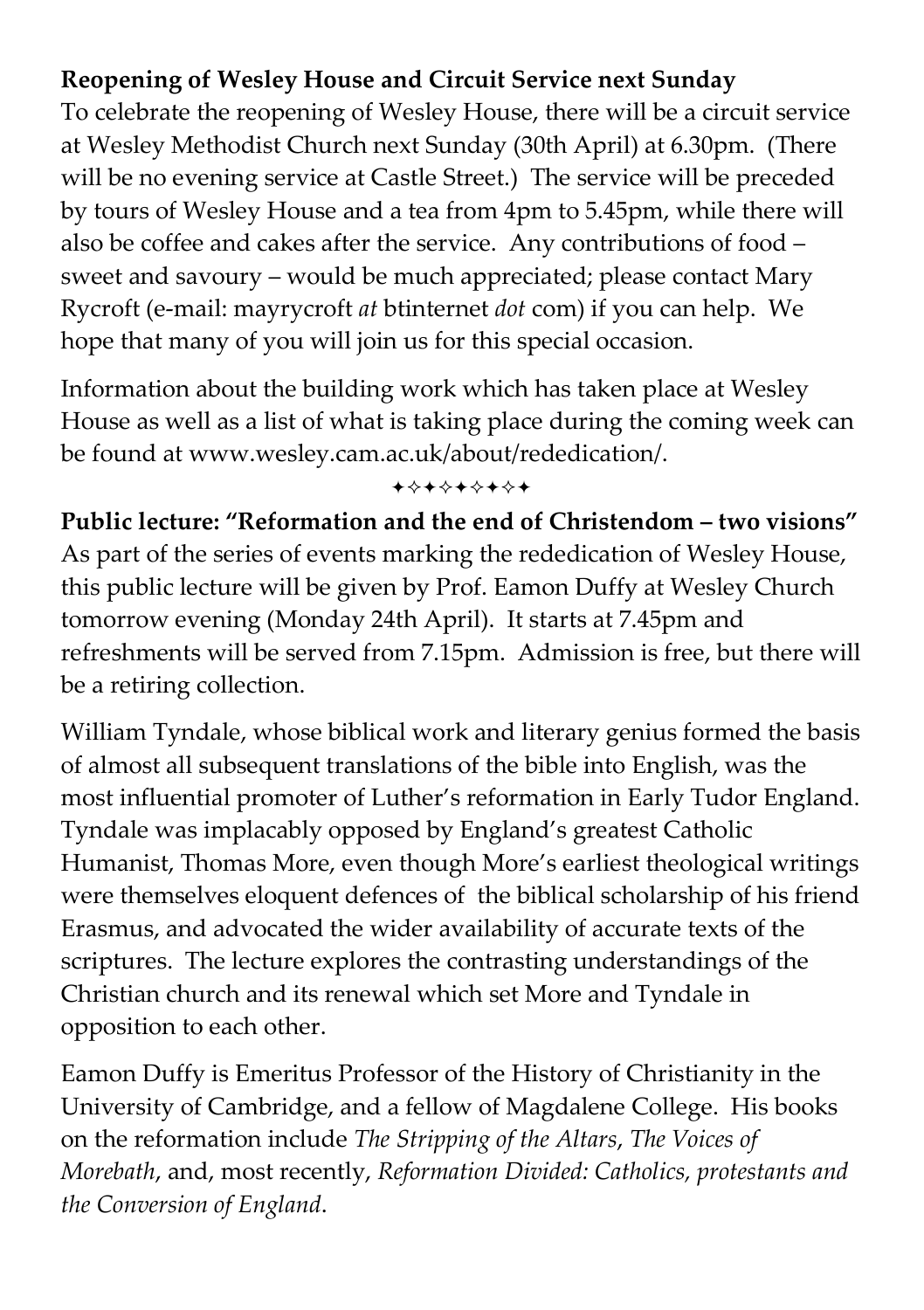**Reopening of Wesley House and Circuit Service next Sunday**

To celebrate the reopening of Wesley House, there will be a circuit service at Wesley Methodist Church next Sunday (30th April) at 6.30pm. (There will be no evening service at Castle Street.) The service will be preceded by tours of Wesley House and a tea from 4pm to 5.45pm, while there will also be coffee and cakes after the service. Any contributions of food – sweet and savoury – would be much appreciated; please contact Mary Rycroft (e-mail: mayrycroft *at* btinternet *dot* com) if you can help. We hope that many of you will join us for this special occasion.

Information about the building work which has taken place at Wesley House as well as a list of what is taking place during the coming week can be found at www.wesley.cam.ac.uk/about/rededication/.

✦✧✦✧✦✧✦

**Public lecture: "Reformation and the end of Christendom – two visions"**

As part of the series of events marking the rededication of Wesley House, this public lecture will be given by Prof. Eamon Duffy at Wesley Church tomorrow evening (Monday 24th April). It starts at 7.45pm and refreshments will be served from 7.15pm. Admission is free, but there will be a retiring collection.

William Tyndale, whose biblical work and literary genius formed the basis of almost all subsequent translations of the bible into English, was the most influential promoter of Luther's reformation in Early Tudor England. Tyndale was implacably opposed by England's greatest Catholic Humanist, Thomas More, even though More's earliest theological writings were themselves eloquent defences of the biblical scholarship of his friend Erasmus, and advocated the wider availability of accurate texts of the scriptures. The lecture explores the contrasting understandings of the Christian church and its renewal which set More and Tyndale in opposition to each other.

Eamon Duffy is Emeritus Professor of the History of Christianity in the University of Cambridge, and a fellow of Magdalene College. His books on the reformation include *The Stripping of the Altars*, *The Voices of Morebath*, and, most recently, *Reformation Divided: Catholics, protestants and the Conversion of England*.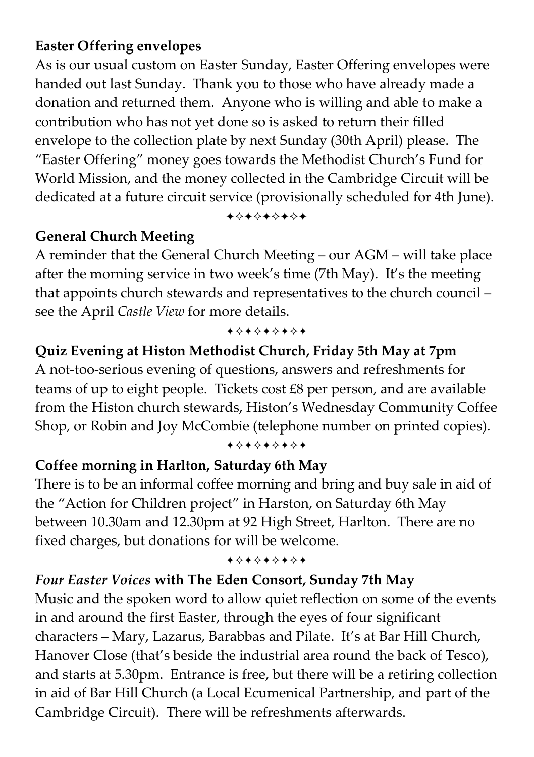**Easter Offering envelopes**

As is our usual custom on Easter Sunday, Easter Offering envelopes were handed out last Sunday. Thank you to those who have already made a donation and returned them. Anyone who is willing and able to make a contribution who has not yet done so is asked to return their filled envelope to the collection plate by next Sunday (30th April) please. The "Easter Offering" money goes towards the Methodist Church's Fund for World Mission, and the money collected in the Cambridge Circuit will be dedicated at a future circuit service (provisionally scheduled for 4th June).

✦✧✦✧✦✧✦✧✦

**General Church Meeting**

A reminder that the General Church Meeting – our AGM – will take place after the morning service in two week's time (7th May). It's the meeting that appoints church stewards and representatives to the church council – see the April *Castle View* for more details.

✦✧✦✧✦✧✦✧✦

**Quiz Evening at Histon Methodist Church, Friday 5th May at 7pm**

A not-too-serious evening of questions, answers and refreshments for teams of up to eight people. Tickets cost £8 per person, and are available from the Histon church stewards, Histon's Wednesday Community Coffee Shop, or Robin and Joy McCombie (telephone number on printed copies).

✦✧✦✧✦✧✦✧✦

**Coffee morning in Harlton, Saturday 6th May**

There is to be an informal coffee morning and bring and buy sale in aid of the "Action for Children project" in Harston, on Saturday 6th May between 10.30am and 12.30pm at 92 High Street, Harlton. There are no fixed charges, but donations for will be welcome.

✦✧✦✧✦✧✦✧✦

***Four Easter Voices* with The Eden Consort, Sunday 7th May**

Music and the spoken word to allow quiet reflection on some of the events in and around the first Easter, through the eyes of four significant characters – Mary, Lazarus, Barabbas and Pilate. It's at Bar Hill Church, Hanover Close (that's beside the industrial area round the back of Tesco), and starts at 5.30pm. Entrance is free, but there will be a retiring collection in aid of Bar Hill Church (a Local Ecumenical Partnership, and part of the Cambridge Circuit). There will be refreshments afterwards.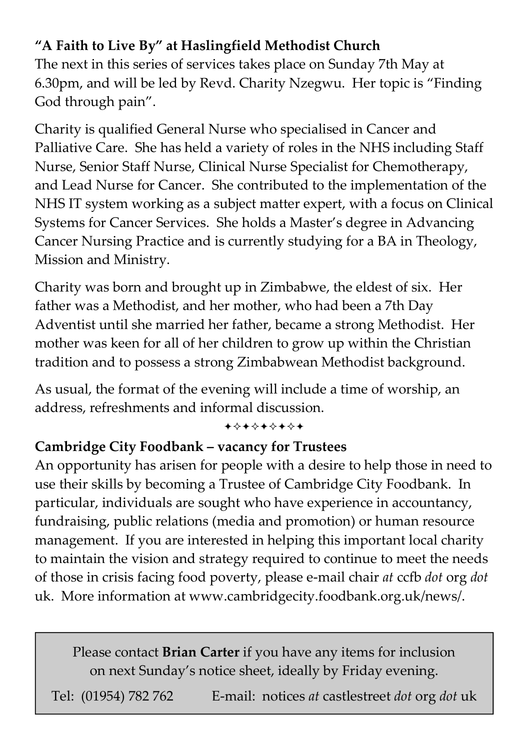**"A Faith to Live By" at Haslingfield Methodist Church**
The next in this series of services takes place on Sunday 7th May at 6.30pm, and will be led by Revd. Charity Nzegwu. Her topic is "Finding God through pain".

Charity is qualified General Nurse who specialised in Cancer and Palliative Care. She has held a variety of roles in the NHS including Staff Nurse, Senior Staff Nurse, Clinical Nurse Specialist for Chemotherapy, and Lead Nurse for Cancer. She contributed to the implementation of the NHS IT system working as a subject matter expert, with a focus on Clinical Systems for Cancer Services. She holds a Master's degree in Advancing Cancer Nursing Practice and is currently studying for a BA in Theology, Mission and Ministry.

Charity was born and brought up in Zimbabwe, the eldest of six. Her father was a Methodist, and her mother, who had been a 7th Day Adventist until she married her father, became a strong Methodist. Her mother was keen for all of her children to grow up within the Christian tradition and to possess a strong Zimbabwean Methodist background.

As usual, the format of the evening will include a time of worship, an address, refreshments and informal discussion.

✦✧✦✧✦✧✦✧✦

**Cambridge City Foodbank – vacancy for Trustees**
An opportunity has arisen for people with a desire to help those in need to use their skills by becoming a Trustee of Cambridge City Foodbank. In particular, individuals are sought who have experience in accountancy, fundraising, public relations (media and promotion) or human resource management. If you are interested in helping this important local charity to maintain the vision and strategy required to continue to meet the needs of those in crisis facing food poverty, please e-mail chair *at* ccfb *dot* org *dot* uk. More information at www.cambridgecity.foodbank.org.uk/news/.

Please contact **Brian Carter** if you have any items for inclusion on next Sunday's notice sheet, ideally by Friday evening.

Tel: (01954) 782 762 E-mail: notices *at* castlestreet *dot* org *dot* uk